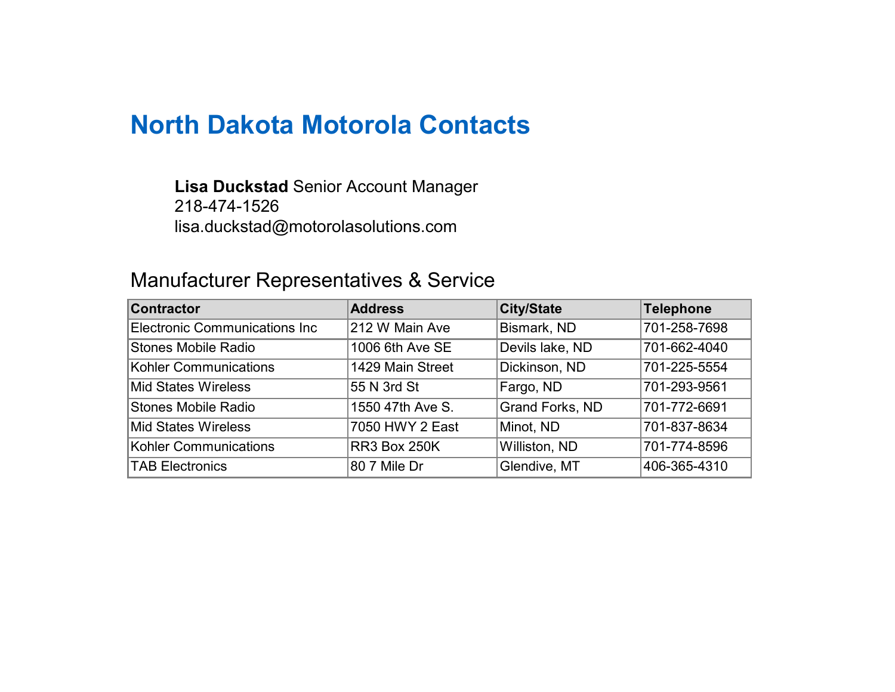# North Dakota Motorola Contacts

**Lisa Duckstad** Senior Account Manager
218-474-1526
lisa.duckstad@motorolasolutions.com

## Manufacturer Representatives & Service

| Contractor | Address | City/State | Telephone |
|---|---|---|---|
| Electronic Communications Inc | 212 W Main Ave | Bismark, ND | 701-258-7698 |
| Stones Mobile Radio | 1006 6th Ave SE | Devils lake, ND | 701-662-4040 |
| Kohler Communications | 1429 Main Street | Dickinson, ND | 701-225-5554 |
| Mid States Wireless | 55 N 3rd St | Fargo, ND | 701-293-9561 |
| Stones Mobile Radio | 1550 47th Ave S. | Grand Forks, ND | 701-772-6691 |
| Mid States Wireless | 7050 HWY 2 East | Minot, ND | 701-837-8634 |
| Kohler Communications | RR3 Box 250K | Williston, ND | 701-774-8596 |
| TAB Electronics | 80 7 Mile Dr | Glendive, MT | 406-365-4310 |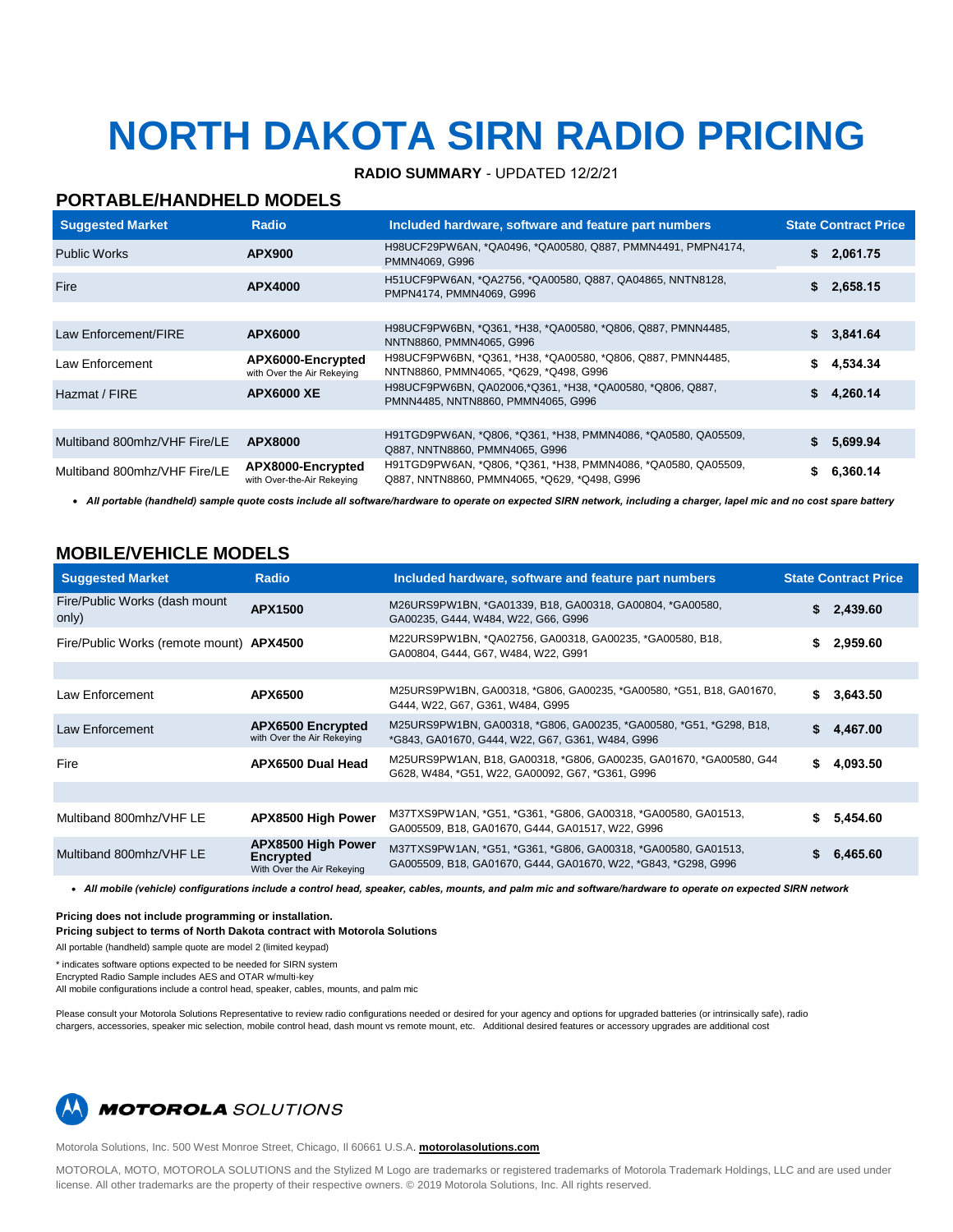# NORTH DAKOTA SIRN RADIO PRICING

**RADIO SUMMARY** - UPDATED 12/2/21

## PORTABLE/HANDHELD MODELS

| Suggested Market | Radio | Included hardware, software and feature part numbers | State Contract Price |
|---|---|---|---|
| Public Works | **APX900** | H98UCF29PW6AN, *QA0496, *QA00580, Q887, PMMN4491, PMPN4174, PMMN4069, G996 | **$ 2,061.75** |
| Fire | **APX4000** | H51UCF9PW6AN, *QA2756, *QA00580, Q887, QA04865, NNTN8128, PMPN4174, PMMN4069, G996 | **$ 2,658.15** |
| | | | |
| Law Enforcement/FIRE | **APX6000** | H98UCF9PW6BN, *Q361, *H38, *QA00580, *Q806, Q887, PMMN4485, NNTN8860, PMMN4065, G996 | **$ 3,841.64** |
| Law Enforcement | **APX6000-Encrypted** with Over the Air Rekeying | H98UCF9PW6BN, *Q361, *H38, *QA00580, *Q806, Q887, PMMN4485, NNTN8860, PMMN4065, *Q629, *Q498, G996 | **$ 4,534.34** |
| Hazmat / FIRE | **APX6000 XE** | H98UCF9PW6BN, QA02006,*Q361, *H38, *QA00580, *Q806, Q887, PMMN4485, NNTN8860, PMMN4065, G996 | **$ 4,260.14** |
| | | | |
| Multiband 800mhz/VHF Fire/LE | **APX8000** | H91TGD9PW6AN, *Q806, *Q361, *H38, PMMN4086, *QA0580, QA05509, Q887, NNTN8860, PMMN4065, G996 | **$ 5,699.94** |
| Multiband 800mhz/VHF Fire/LE | **APX8000-Encrypted** with Over-the-Air Rekeying | H91TGD9PW6AN, *Q806, *Q361, *H38, PMMN4086, *QA00580, QA05509, Q887, NNTN8860, PMMN4065, *Q629, *Q498, G996 | **$ 6,360.14** |

- ***All portable (handheld) sample quote costs include all software/hardware to operate on expected SIRN network, including a charger, lapel mic and no cost spare battery***

## MOBILE/VEHICLE MODELS

| Suggested Market | Radio | Included hardware, software and feature part numbers | State Contract Price |
|---|---|---|---|
| Fire/Public Works (dash mount only) | **APX1500** | M26URS9PW1BN, *GA01339, B18, GA00318, GA00804, *GA00580, GA00235, G444, W484, W22, G66, G996 | **$ 2,439.60** |
| Fire/Public Works (remote mount) | **APX4500** | M22URS9PW1BN, *QA02756, GA00318, GA00235, *GA00580, B18, GA00804, G444, G67, W484, W22, G991 | **$ 2,959.60** |
| | | | |
| Law Enforcement | **APX6500** | M25URS9PW1BN, GA00318, *G806, GA00235, *GA00580, *G51, B18, GA01670, G444, W22, G67, G361, W484, G995 | **$ 3,643.50** |
| Law Enforcement | **APX6500 Encrypted** with Over the Air Rekeying | M25URS9PW1BN, GA00318, *G806, GA00235, *GA00580, *G51, *G298, B18, *G843, GA01670, G444, W22, G67, G361, W484, G996 | **$ 4,467.00** |
| Fire | **APX6500 Dual Head** | M25URS9PW1AN, B18, GA00318, *G806, GA00235, GA01670, *GA00580, G44 G628, W484, *G51, W22, GA00092, G67, *G361, G996 | **$ 4,093.50** |
| | | | |
| Multiband 800mhz/VHF LE | **APX8500 High Power** | M37TXS9PW1AN, *G51, *G361, *G806, GA00318, *GA00580, GA01513, GA005509, B18, GA01670, G444, GA01517, W22, G996 | **$ 5,454.60** |
| Multiband 800mhz/VHF LE | **APX8500 High Power Encrypted** With Over the Air Rekeying | M37TXS9PW1AN, *G51, *G361, *G806, GA00318, *GA00580, GA01513, GA005509, B18, GA01670, G444, GA01670, W22, *G843, *G298, G996 | **$ 6,465.60** |

- ***All mobile (vehicle) configurations include a control head, speaker, cables, mounts, and palm mic and software/hardware to operate on expected SIRN network***

**Pricing does not include programming or installation.**
**Pricing subject to terms of North Dakota contract with Motorola Solutions**

All portable (handheld) sample quote are model 2 (limited keypad)

* indicates software options expected to be needed for SIRN system
Encrypted Radio Sample includes AES and OTAR w/multi-key
All mobile configurations include a control head, speaker, cables, mounts, and palm mic

Please consult your Motorola Solutions Representative to review radio configurations needed or desired for your agency and options for upgraded batteries (or intrinsically safe), radio chargers, accessories, speaker mic selection, mobile control head, dash mount vs remote mount, etc. Additional desired features or accessory upgrades are additional cost

**MOTOROLA** SOLUTIONS

Motorola Solutions, Inc. 500 West Monroe Street, Chicago, Il 60661 U.S.A. **motorolasolutions.com**

MOTOROLA, MOTO, MOTOROLA SOLUTIONS and the Stylized M Logo are trademarks or registered trademarks of Motorola Trademark Holdings, LLC and are used under license. All other trademarks are the property of their respective owners. © 2019 Motorola Solutions, Inc. All rights reserved.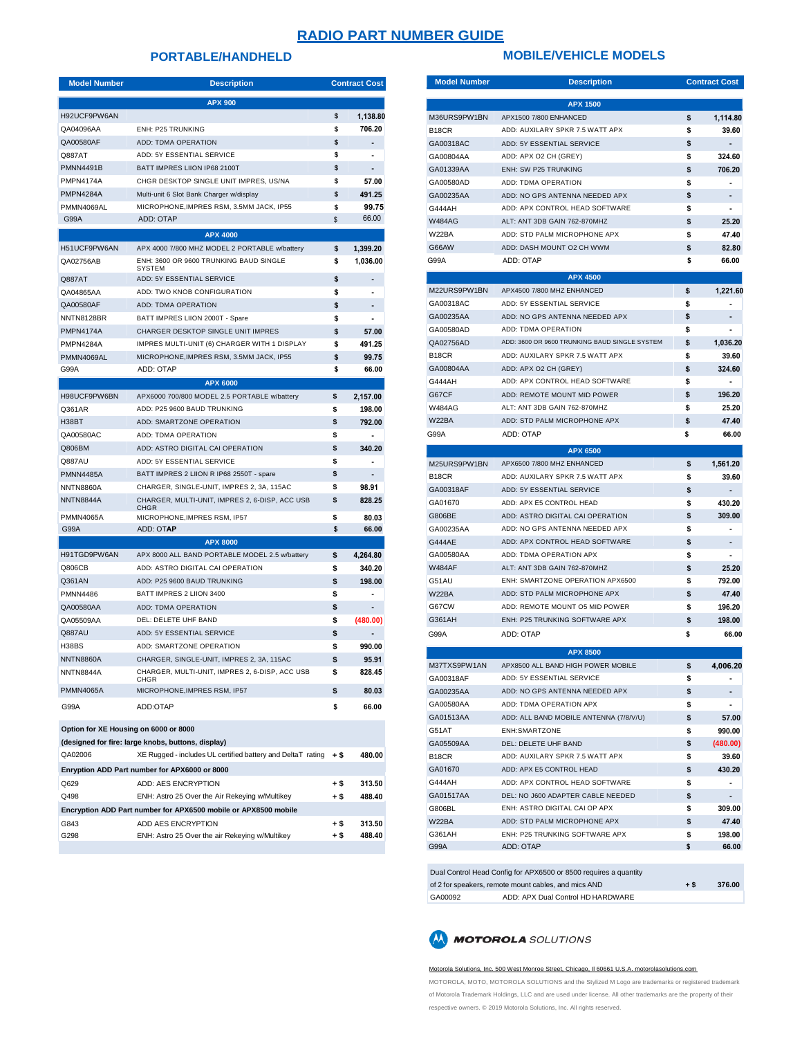# RADIO PART NUMBER GUIDE

## PORTABLE/HANDHELD

| Model Number | Description | Contract Cost |
|---|---|---|
| **APX 900** | | |
| H92UCF9PW6AN | | $ 1,138.80 |
| QA04096AA | ENH: P25 TRUNKING | $ 706.20 |
| QA00580AF | ADD: TDMA OPERATION | $ - |
| Q887AT | ADD: 5Y ESSENTIAL SERVICE | $ - |
| PMNN4491B | BATT IMPRES LIION IP68 2100T | $ - |
| PMPN4174A | CHGR DESKTOP SINGLE UNIT IMPRES, US/NA | $ 57.00 |
| PMPN4284A | Multi-unit 6 Slot Bank Charger w/display | $ 491.25 |
| PMMN4069AL | MICROPHONE,IMPRES RSM, 3.5MM JACK, IP55 | $ 99.75 |
| G99A | ADD: OTAP | $ 66.00 |
| **APX 4000** | | |
| H51UCF9PW6AN | APX 4000 7/800 MHZ MODEL 2 PORTABLE w/battery | $ 1,399.20 |
| QA02756AB | ENH: 3600 OR 9600 TRUNKING BAUD SINGLE SYSTEM | $ 1,036.00 |
| Q887AT | ADD: 5Y ESSENTIAL SERVICE | $ - |
| QA04865AA | ADD: TWO KNOB CONFIGURATION | $ - |
| QA00580AF | ADD: TDMA OPERATION | $ - |
| NNTN8128BR | BATT IMPRES LIION 2000T - Spare | $ - |
| PMPN4174A | CHARGER DESKTOP SINGLE UNIT IMPRES | $ 57.00 |
| PMPN4284A | IMPRES MULTI-UNIT (6) CHARGER WITH 1 DISPLAY | $ 491.25 |
| PMMN4069AL | MICROPHONE,IMPRES RSM, 3.5MM JACK, IP55 | $ 99.75 |
| G99A | ADD: OTAP | $ 66.00 |
| **APX 6000** | | |
| H98UCF9PW6BN | APX6000 700/800 MODEL 2.5 PORTABLE w/battery | $ 2,157.00 |
| Q361AR | ADD: P25 9600 BAUD TRUNKING | $ 198.00 |
| H38BT | ADD: SMARTZONE OPERATION | $ 792.00 |
| QA00580AC | ADD: TDMA OPERATION | $ - |
| Q806BM | ADD: ASTRO DIGITAL CAI OPERATION | $ 340.20 |
| Q887AU | ADD: 5Y ESSENTIAL SERVICE | $ - |
| PMNN4485A | BATT IMPRES 2 LIION R IP68 2550T - spare | $ - |
| NNTN8860A | CHARGER, SINGLE-UNIT, IMPRES 2, 3A, 115AC | $ 98.91 |
| NNTN8844A | CHARGER, MULTI-UNIT, IMPRES 2, 6-DISP, ACC USB CHGR | $ 828.25 |
| PMMN4065A | MICROPHONE,IMPRES RSM, IP57 | $ 80.03 |
| G99A | ADD: OTAP | $ 66.00 |
| **APX 8000** | | |
| H91TGD9PW6AN | APX 8000 ALL BAND PORTABLE MODEL 2.5 w/battery | $ 4,264.80 |
| Q806CB | ADD: ASTRO DIGITAL CAI OPERATION | $ 340.20 |
| Q361AN | ADD: P25 9600 BAUD TRUNKING | $ 198.00 |
| PMNN4486 | BATT IMPRES 2 LIION 3400 | $ - |
| QA00580AA | ADD: TDMA OPERATION | $ - |
| QA05509AA | DEL: DELETE UHF BAND | $ (480.00) |
| Q887AU | ADD: 5Y ESSENTIAL SERVICE | $ - |
| H38BS | ADD: SMARTZONE OPERATION | $ 990.00 |
| NNTN8860A | CHARGER, SINGLE-UNIT, IMPRES 2, 3A, 115AC | $ 95.91 |
| NNTN8844A | CHARGER, MULTI-UNIT, IMPRES 2, 6-DISP, ACC USB CHGR | $ 828.45 |
| PMMN4065A | MICROPHONE,IMPRES RSM, IP57 | $ 80.03 |
| G99A | ADD:OTAP | $ 66.00 |
| **Option for XE Housing on 6000 or 8000** | | |
| **(designed for fire: large knobs, buttons, display)** | | |
| QA02006 | XE Rugged - includes UL certified battery and DeltaT rating | + $ 480.00 |
| **Enryption ADD Part number for APX6000 or 8000** | | |
| Q629 | ADD: AES ENCRYPTION | + $ 313.50 |
| Q498 | ENH: Astro 25 Over the Air Rekeying w/Multikey | + $ 488.40 |
| **Encryption ADD Part number for APX6500 mobile or APX8500 mobile** | | |
| G843 | ADD AES ENCRYPTION | + $ 313.50 |
| G298 | ENH: Astro 25 Over the air Rekeying w/Multikey | + $ 488.40 |

## MOBILE/VEHICLE MODELS

| Model Number | Description | Contract Cost |
|---|---|---|
| **APX 1500** | | |
| M36URS9PW1BN | APX1500 7/800 ENHANCED | $ 1,114.80 |
| B18CR | ADD: AUXILARY SPKR 7.5 WATT APX | $ 39.60 |
| GA00318AC | ADD: 5Y ESSENTIAL SERVICE | $ - |
| GA00804AA | ADD: APX O2 CH (GREY) | $ 324.60 |
| GA01339AA | ENH: SW P25 TRUNKING | $ 706.20 |
| GA00580AD | ADD: TDMA OPERATION | $ - |
| GA00235AA | ADD: NO GPS ANTENNA NEEDED APX | $ - |
| G444AH | ADD: APX CONTROL HEAD SOFTWARE | $ - |
| W484AG | ALT: ANT 3DB GAIN 762-870MHZ | $ 25.20 |
| W22BA | ADD: STD PALM MICROPHONE APX | $ 47.40 |
| G66AW | ADD: DASH MOUNT O2 CH WWM | $ 82.80 |
| G99A | ADD: OTAP | $ 66.00 |
| **APX 4500** | | |
| M22URS9PW1BN | APX4500 7/800 MHZ ENHANCED | $ 1,221.60 |
| GA00318AC | ADD: 5Y ESSENTIAL SERVICE | $ - |
| GA00235AA | ADD: NO GPS ANTENNA NEEDED APX | $ - |
| GA00580AD | ADD: TDMA OPERATION | $ - |
| QA02756AD | ADD: 3600 OR 9600 TRUNKING BAUD SINGLE SYSTEM | $ 1,036.20 |
| B18CR | ADD: AUXILARY SPKR 7.5 WATT APX | $ 39.60 |
| GA00804AA | ADD: APX O2 CH (GREY) | $ 324.60 |
| G444AH | ADD: APX CONTROL HEAD SOFTWARE | $ - |
| G67CF | ADD: REMOTE MOUNT MID POWER | $ 196.20 |
| W484AG | ALT: ANT 3DB GAIN 762-870MHZ | $ 25.20 |
| W22BA | ADD: STD PALM MICROPHONE APX | $ 47.40 |
| G99A | ADD: OTAP | $ 66.00 |
| **APX 6500** | | |
| M25URS9PW1BN | APX6500 7/800 MHZ ENHANCED | $ 1,561.20 |
| B18CR | ADD: AUXILARY SPKR 7.5 WATT APX | $ 39.60 |
| GA00318AF | ADD: 5Y ESSENTIAL SERVICE | $ - |
| GA01670 | ADD: APX E5 CONTROL HEAD | $ 430.20 |
| G806BE | ADD: ASTRO DIGITAL CAI OPERATION | $ 309.00 |
| GA00235AA | ADD: NO GPS ANTENNA NEEDED APX | $ - |
| G444AE | ADD: APX CONTROL HEAD SOFTWARE | $ - |
| GA00580AA | ADD: TDMA OPERATION APX | $ - |
| W484AF | ALT: ANT 3DB GAIN 762-870MHZ | $ 25.20 |
| G51AU | ENH: SMARTZONE OPERATION APX6500 | $ 792.00 |
| W22BA | ADD: STD PALM MICROPHONE APX | $ 47.40 |
| G67CW | ADD: REMOTE MOUNT O5 MID POWER | $ 196.20 |
| G361AH | ENH: P25 TRUNKING SOFTWARE APX | $ 198.00 |
| G99A | ADD: OTAP | $ 66.00 |
| **APX 8500** | | |
| M37TXS9PW1AN | APX8500 ALL BAND HIGH POWER MOBILE | $ 4,006.20 |
| GA00318AF | ADD: 5Y ESSENTIAL SERVICE | $ - |
| GA00235AA | ADD: NO GPS ANTENNA NEEDED APX | $ - |
| GA00580AA | ADD: TDMA OPERATION APX | $ - |
| GA01513AA | ADD: ALL BAND MOBILE ANTENNA (7/8/V/U) | $ 57.00 |
| G51AT | ENH:SMARTZONE | $ 990.00 |
| GA05509AA | DEL: DELETE UHF BAND | $ (480.00) |
| B18CR | ADD: AUXILARY SPKR 7.5 WATT APX | $ 39.60 |
| GA01670 | ADD: APX E5 CONTROL HEAD | $ 430.20 |
| G444AH | ADD: APX CONTROL HEAD SOFTWARE | $ - |
| GA01517AA | DEL: NO J600 ADAPTER CABLE NEEDED | $ - |
| G806BL | ENH: ASTRO DIGITAL CAI OP APX | $ 309.00 |
| W22BA | ADD: STD PALM MICROPHONE APX | $ 47.40 |
| G361AH | ENH: P25 TRUNKING SOFTWARE APX | $ 198.00 |
| G99A | ADD: OTAP | $ 66.00 |
| Dual Control Head Config for APX6500 or 8500 requires a quantity of 2 for speakers, remote mount cables, and mics AND | | + $ 376.00 |
| GA00092 | ADD: APX Dual Control HD HARDWARE | |

**MOTOROLA** SOLUTIONS

Motorola Solutions, Inc. 500 West Monroe Street, Chicago, Il 60661 U.S.A. motorolasolutions.com

MOTOROLA, MOTO, MOTOROLA SOLUTIONS and the Stylized M Logo are trademarks or registered trademark of Motorola Trademark Holdings, LLC and are used under license. All other trademarks are the property of their respective owners. © 2019 Motorola Solutions, Inc. All rights reserved.